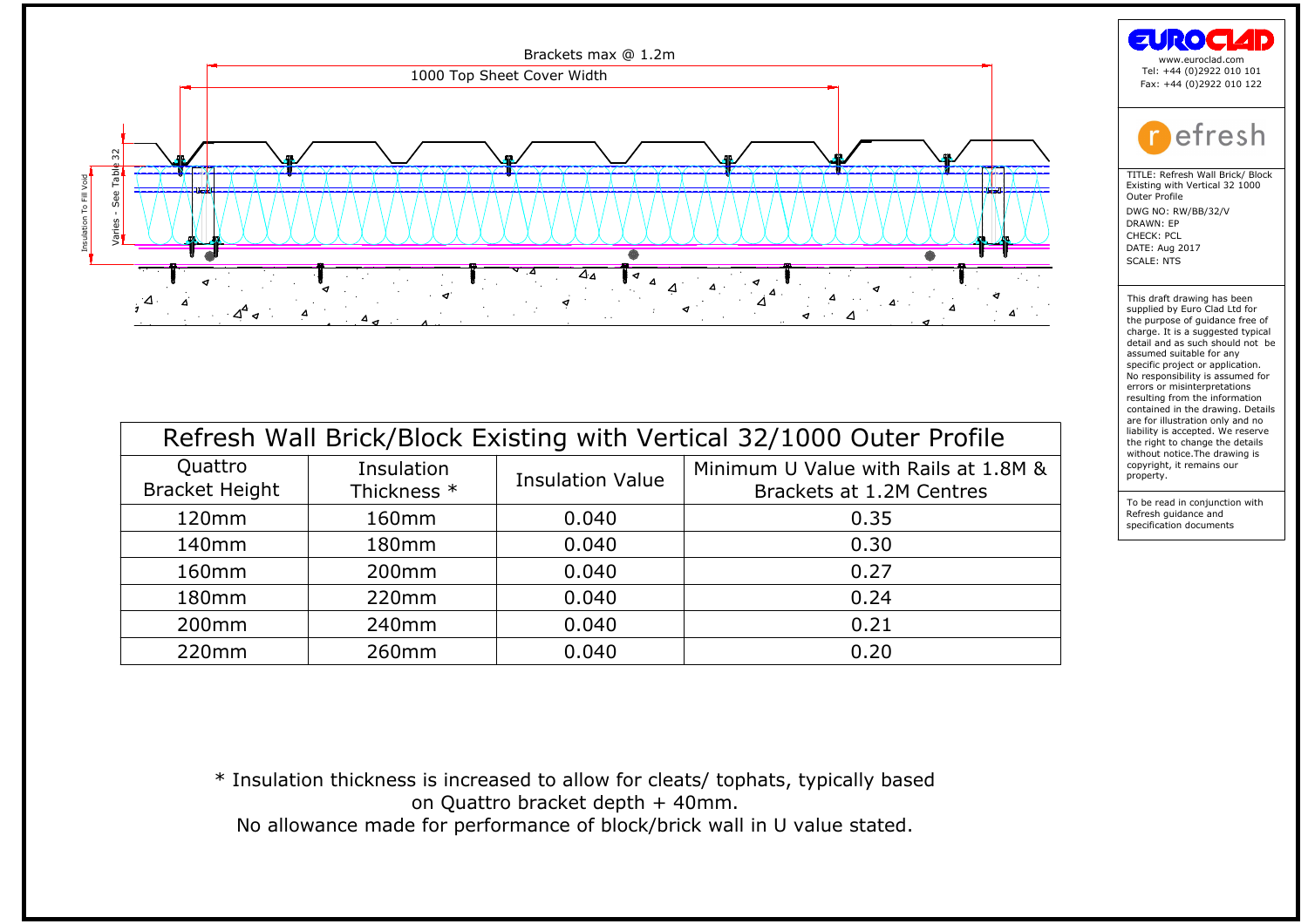Brackets max @ 1.2m

1000 Top Sheet Cover Width

Insulation To Fill Void

Varies - See Table 32

EUROCLAD
www.euroclad.com
Tel: +44 (0)2922 010 101
Fax: +44 (0)2922 010 122

refresh

TITLE: Refresh Wall Brick/ Block Existing with Vertical 32 1000 Outer Profile

DWG NO: RW/BB/32/V
DRAWN: EP
CHECK: PCL
DATE: Aug 2017
SCALE: NTS

This draft drawing has been supplied by Euro Clad Ltd for the purpose of guidance free of charge. It is a suggested typical detail and as such should not be assumed suitable for any specific project or application. No responsibility is assumed for errors or misinterpretations resulting from the information contained in the drawing. Details are for illustration only and no liability is accepted. We reserve the right to change the details without notice.The drawing is copyright, it remains our property.

To be read in conjunction with Refresh guidance and specification documents

## Refresh Wall Brick/Block Existing with Vertical 32/1000 Outer Profile

| Quattro Bracket Height | Insulation Thickness * | Insulation Value | Minimum U Value with Rails at 1.8M & Brackets at 1.2M Centres |
|---|---|---|---|
| 120mm | 160mm | 0.040 | 0.35 |
| 140mm | 180mm | 0.040 | 0.30 |
| 160mm | 200mm | 0.040 | 0.27 |
| 180mm | 220mm | 0.040 | 0.24 |
| 200mm | 240mm | 0.040 | 0.21 |
| 220mm | 260mm | 0.040 | 0.20 |

* Insulation thickness is increased to allow for cleats/ tophats, typically based on Quattro bracket depth + 40mm.

No allowance made for performance of block/brick wall in U value stated.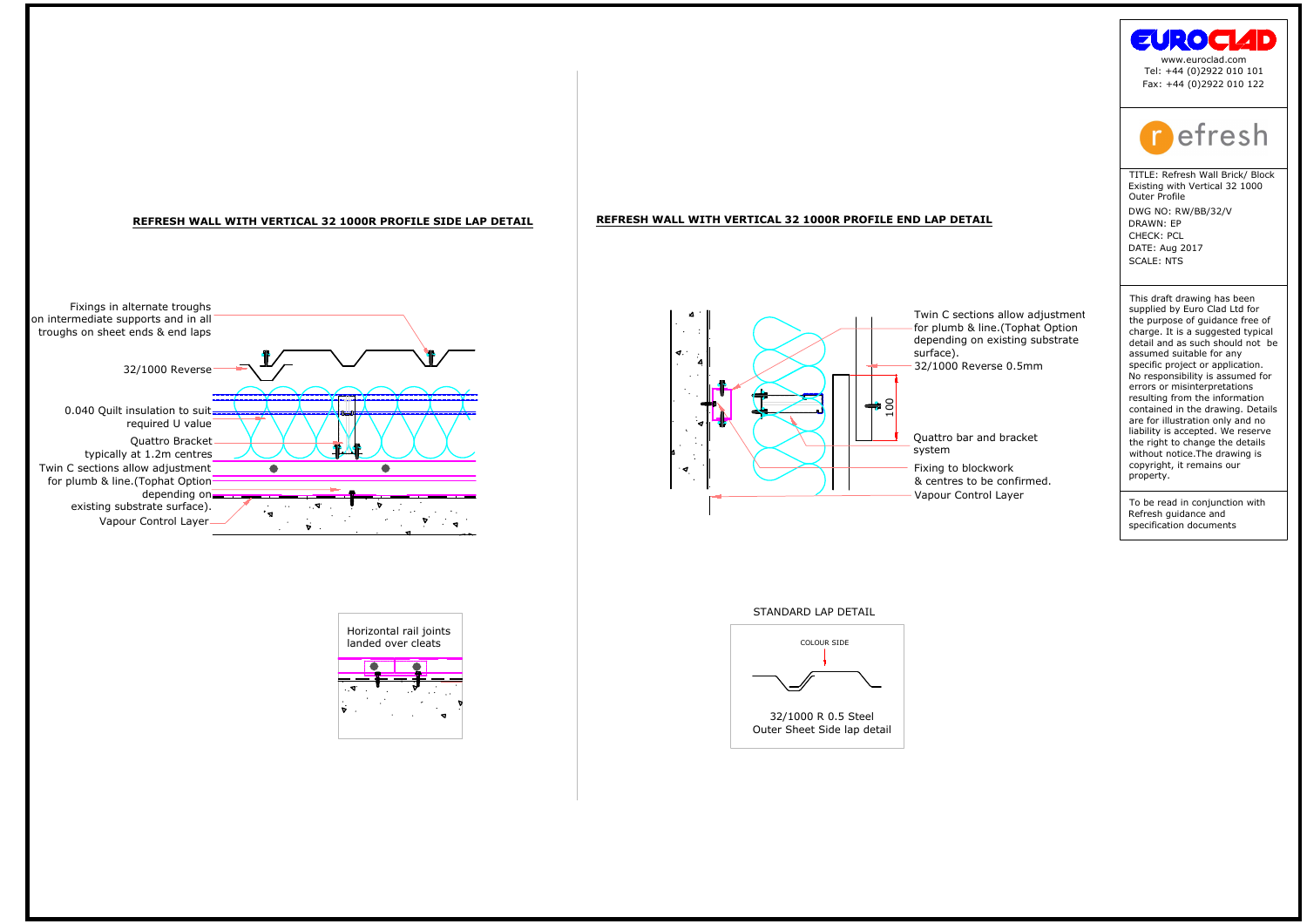## REFRESH WALL WITH VERTICAL 32 1000R PROFILE SIDE LAP DETAIL

Fixings in alternate troughs on intermediate supports and in all troughs on sheet ends & end laps

32/1000 Reverse

0.040 Quilt insulation to suit required U value

Quattro Bracket typically at 1.2m centres

Twin C sections allow adjustment for plumb & line.(Tophat Option depending on existing substrate surface).

Vapour Control Layer

Horizontal rail joints landed over cleats

## REFRESH WALL WITH VERTICAL 32 1000R PROFILE END LAP DETAIL

Twin C sections allow adjustment for plumb & line.(Tophat Option depending on existing substrate surface).

32/1000 Reverse 0.5mm

100

Quattro bar and bracket system

Fixing to blockwork & centres to be confirmed.

Vapour Control Layer

STANDARD LAP DETAIL

COLOUR SIDE

32/1000 R 0.5 Steel Outer Sheet Side lap detail

---

EUROCLAD

www.euroclad.com
Tel: +44 (0)2922 010 101
Fax: +44 (0)2922 010 122

refresh

TITLE: Refresh Wall Brick/ Block Existing with Vertical 32 1000 Outer Profile

DWG NO: RW/BB/32/V
DRAWN: EP
CHECK: PCL
DATE: Aug 2017
SCALE: NTS

This draft drawing has been supplied by Euro Clad Ltd for the purpose of guidance free of charge. It is a suggested typical detail and as such should not be assumed suitable for any specific project or application. No responsibility is assumed for errors or misinterpretations resulting from the information contained in the drawing. Details are for illustration only and no liability is accepted. We reserve the right to change the details without notice.The drawing is copyright, it remains our property.

To be read in conjunction with Refresh guidance and specification documents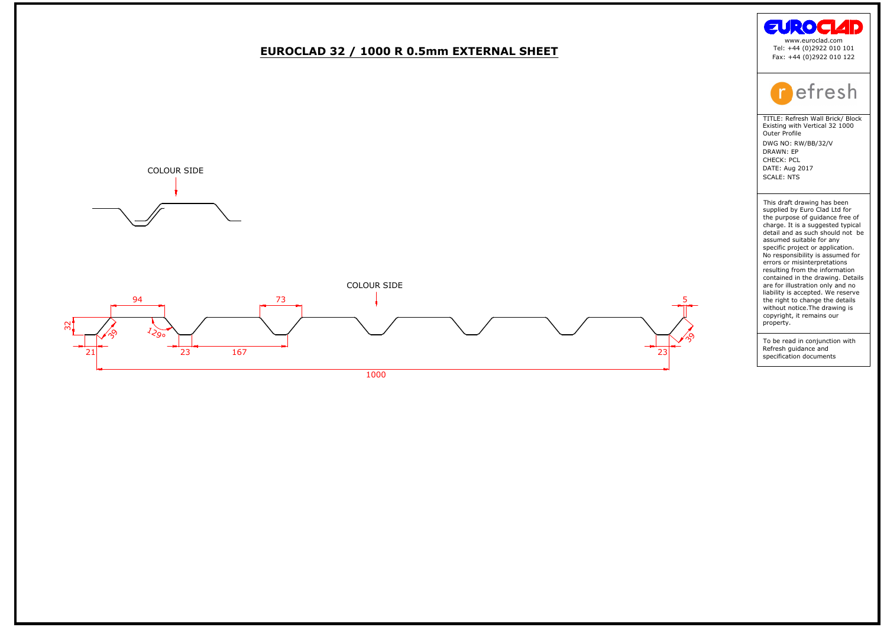# EUROCLAD 32 / 1000 R 0.5mm EXTERNAL SHEET

COLOUR SIDE

COLOUR SIDE

94

73

5

32

39

129°

39

21

23

167

23

1000

EUROCLAD

www.euroclad.com
Tel: +44 (0)2922 010 101
Fax: +44 (0)2922 010 122

refresh

TITLE: Refresh Wall Brick/ Block Existing with Vertical 32 1000 Outer Profile

DWG NO: RW/BB/32/V
DRAWN: EP
CHECK: PCL
DATE: Aug 2017
SCALE: NTS

This draft drawing has been supplied by Euro Clad Ltd for the purpose of guidance free of charge. It is a suggested typical detail and as such should not be assumed suitable for any specific project or application. No responsibility is assumed for errors or misinterpretations resulting from the information contained in the drawing. Details are for illustration only and no liability is accepted. We reserve the right to change the details without notice.The drawing is copyright, it remains our property.

To be read in conjunction with Refresh guidance and specification documents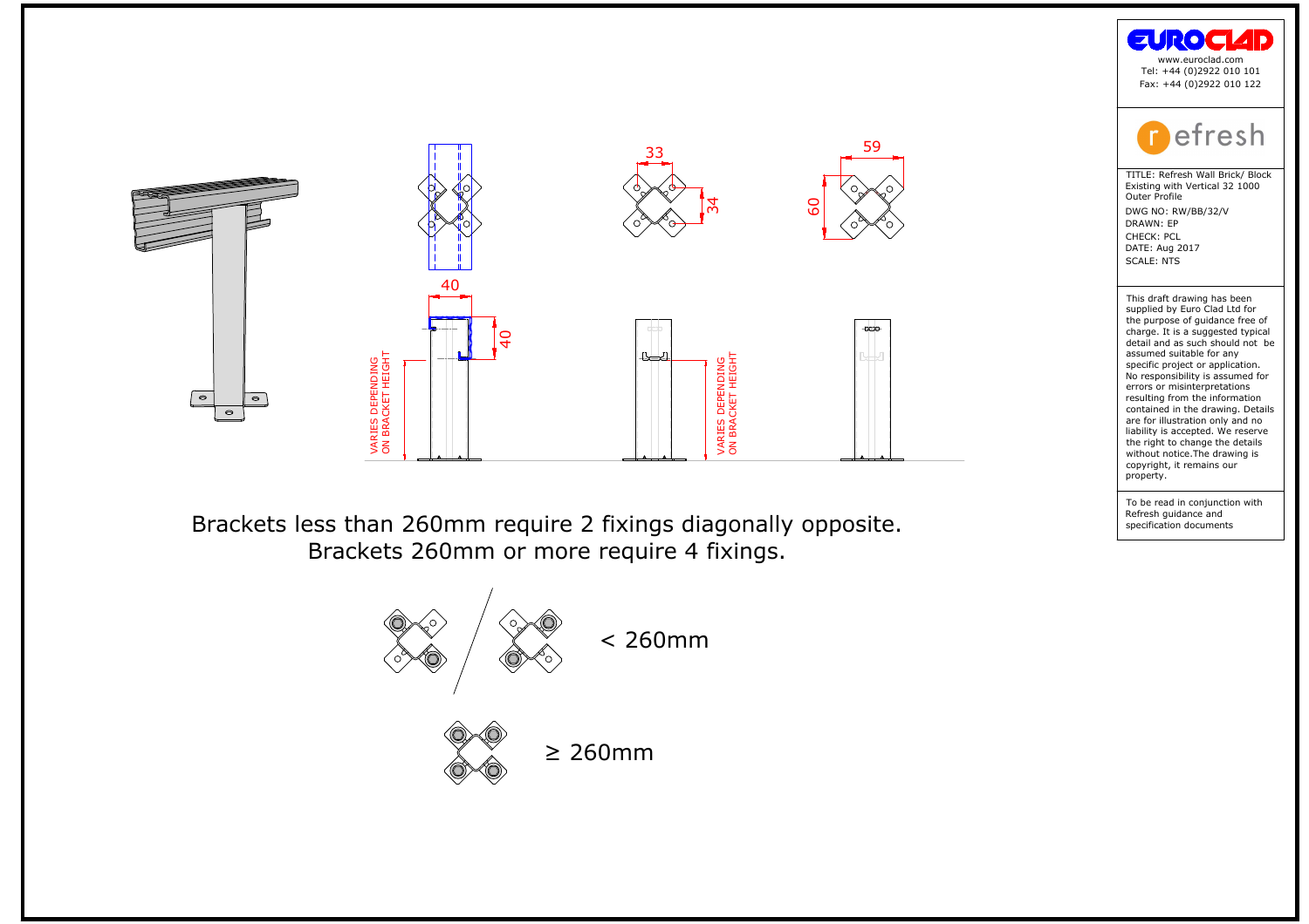33

59

34

60

40

40

VARIES DEPENDING ON BRACKET HEIGHT

VARIES DEPENDING ON BRACKET HEIGHT

Brackets less than 260mm require 2 fixings diagonally opposite.
Brackets 260mm or more require 4 fixings.

< 260mm

≥ 260mm

EUROCLAD
www.euroclad.com
Tel: +44 (0)2922 010 101
Fax: +44 (0)2922 010 122

refresh

TITLE: Refresh Wall Brick/ Block Existing with Vertical 32 1000 Outer Profile
DWG NO: RW/BB/32/V
DRAWN: EP
CHECK: PCL
DATE: Aug 2017
SCALE: NTS

This draft drawing has been supplied by Euro Clad Ltd for the purpose of guidance free of charge. It is a suggested typical detail and as such should not be assumed suitable for any specific project or application. No responsibility is assumed for errors or misinterpretations resulting from the information contained in the drawing. Details are for illustration only and no liability is accepted. We reserve the right to change the details without notice.The drawing is copyright, it remains our property.

To be read in conjunction with Refresh guidance and specification documents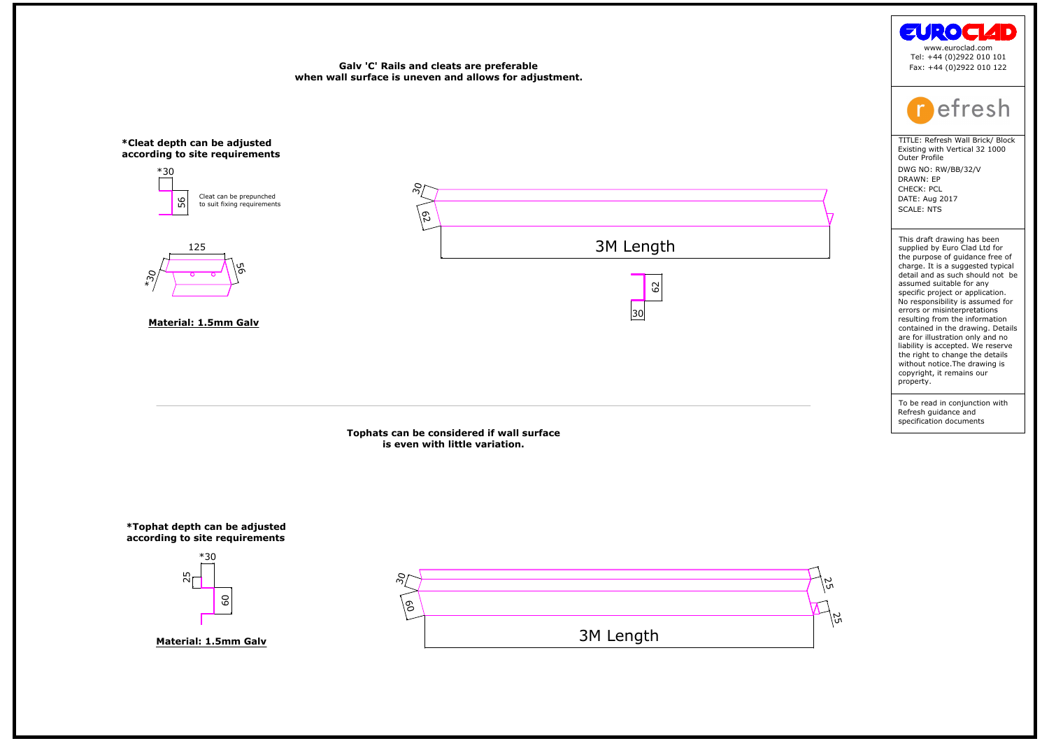**Galv 'C' Rails and cleats are preferable when wall surface is uneven and allows for adjustment.**

**\*Cleat depth can be adjusted according to site requirements**

*30

56

Cleat can be prepunched to suit fixing requirements

125

*30

56

**Material: 1.5mm Galv**

30

62

3M Length

62

30

**Tophats can be considered if wall surface is even with little variation.**

**\*Tophat depth can be adjusted according to site requirements**

*30

25

60

**Material: 1.5mm Galv**

30

60

3M Length

25

25

TITLE: Refresh Wall Brick/ Block Existing with Vertical 32 1000 Outer Profile

DWG NO: RW/BB/32/V

DRAWN: EP

CHECK: PCL

DATE: Aug 2017

SCALE: NTS

www.euroclad.com

Tel: +44 (0)2922 010 101

Fax: +44 (0)2922 010 122

This draft drawing has been supplied by Euro Clad Ltd for the purpose of guidance free of charge. It is a suggested typical detail and as such should not be assumed suitable for any specific project or application. No responsibility is assumed for errors or misinterpretations resulting from the information contained in the drawing. Details are for illustration only and no liability is accepted. We reserve the right to change the details without notice.The drawing is copyright, it remains our property.

To be read in conjunction with Refresh guidance and specification documents